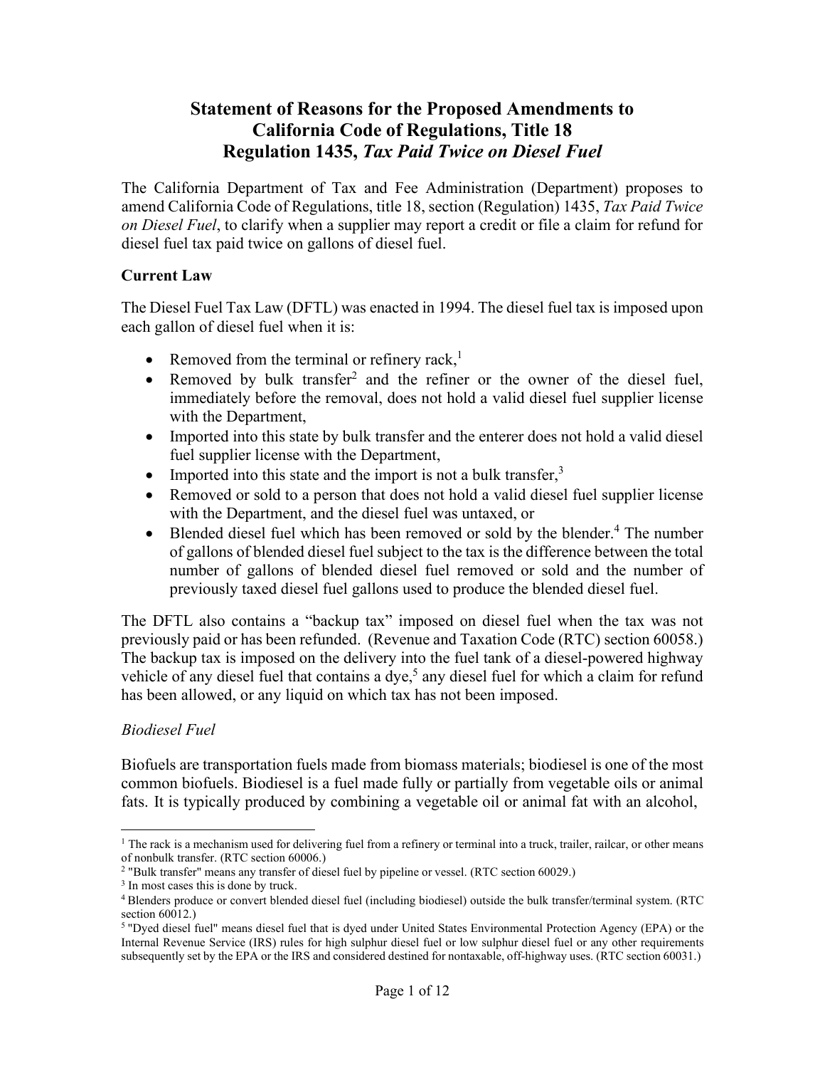# Statement of Reasons for the Proposed Amendments to California Code of Regulations, Title 18 Regulation 1435, *Tax Paid Twice on Diesel Fuel*

The California Department of Tax and Fee Administration (Department) proposes to amend California Code of Regulations, title 18, section (Regulation) 1435, *Tax Paid Twice on Diesel Fuel*, to clarify when a supplier may report a credit or file a claim for refund for diesel fuel tax paid twice on gallons of diesel fuel.

## Current Law

The Diesel Fuel Tax Law (DFTL) was enacted in 1994. The diesel fuel tax is imposed upon each gallon of diesel fuel when it is:

- Removed from the terminal or refinery rack,[1]
- Removed by bulk transfer[2] and the refiner or the owner of the diesel fuel, immediately before the removal, does not hold a valid diesel fuel supplier license with the Department,
- Imported into this state by bulk transfer and the enterer does not hold a valid diesel fuel supplier license with the Department,
- Imported into this state and the import is not a bulk transfer,[3]
- Removed or sold to a person that does not hold a valid diesel fuel supplier license with the Department, and the diesel fuel was untaxed, or
- Blended diesel fuel which has been removed or sold by the blender.[4] The number of gallons of blended diesel fuel subject to the tax is the difference between the total number of gallons of blended diesel fuel removed or sold and the number of previously taxed diesel fuel gallons used to produce the blended diesel fuel.

The DFTL also contains a "backup tax" imposed on diesel fuel when the tax was not previously paid or has been refunded. (Revenue and Taxation Code (RTC) section 60058.) The backup tax is imposed on the delivery into the fuel tank of a diesel-powered highway vehicle of any diesel fuel that contains a dye,[5] any diesel fuel for which a claim for refund has been allowed, or any liquid on which tax has not been imposed.

### *Biodiesel Fuel*

Biofuels are transportation fuels made from biomass materials; biodiesel is one of the most common biofuels. Biodiesel is a fuel made fully or partially from vegetable oils or animal fats. It is typically produced by combining a vegetable oil or animal fat with an alcohol,

---

[1] The rack is a mechanism used for delivering fuel from a refinery or terminal into a truck, trailer, railcar, or other means of nonbulk transfer. (RTC section 60006.)

[2] "Bulk transfer" means any transfer of diesel fuel by pipeline or vessel. (RTC section 60029.)

[3] In most cases this is done by truck.

[4] Blenders produce or convert blended diesel fuel (including biodiesel) outside the bulk transfer/terminal system. (RTC section 60012.)

[5] "Dyed diesel fuel" means diesel fuel that is dyed under United States Environmental Protection Agency (EPA) or the Internal Revenue Service (IRS) rules for high sulphur diesel fuel or low sulphur diesel fuel or any other requirements subsequently set by the EPA or the IRS and considered destined for nontaxable, off-highway uses. (RTC section 60031.)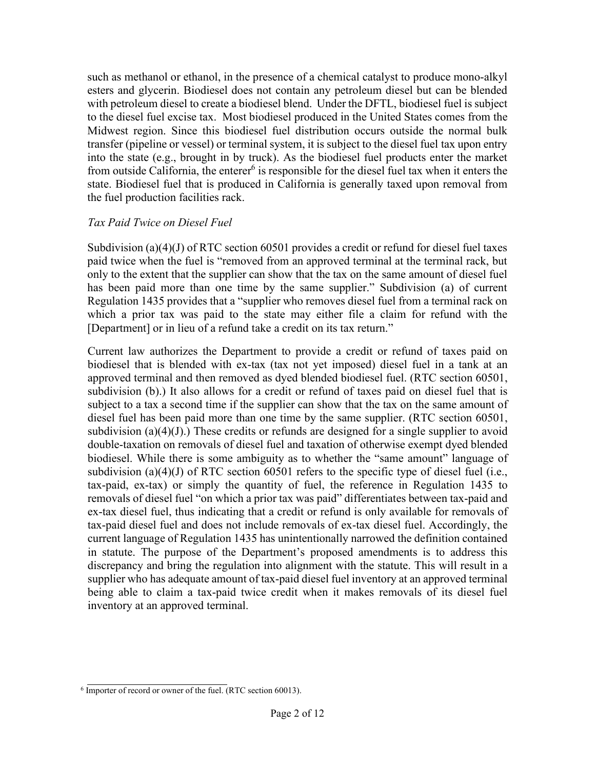such as methanol or ethanol, in the presence of a chemical catalyst to produce mono-alkyl esters and glycerin. Biodiesel does not contain any petroleum diesel but can be blended with petroleum diesel to create a biodiesel blend. Under the DFTL, biodiesel fuel is subject to the diesel fuel excise tax. Most biodiesel produced in the United States comes from the Midwest region. Since this biodiesel fuel distribution occurs outside the normal bulk transfer (pipeline or vessel) or terminal system, it is subject to the diesel fuel tax upon entry into the state (e.g., brought in by truck). As the biodiesel fuel products enter the market from outside California, the enterer[6] is responsible for the diesel fuel tax when it enters the state. Biodiesel fuel that is produced in California is generally taxed upon removal from the fuel production facilities rack.

*Tax Paid Twice on Diesel Fuel*

Subdivision (a)(4)(J) of RTC section 60501 provides a credit or refund for diesel fuel taxes paid twice when the fuel is "removed from an approved terminal at the terminal rack, but only to the extent that the supplier can show that the tax on the same amount of diesel fuel has been paid more than one time by the same supplier." Subdivision (a) of current Regulation 1435 provides that a "supplier who removes diesel fuel from a terminal rack on which a prior tax was paid to the state may either file a claim for refund with the [Department] or in lieu of a refund take a credit on its tax return."

Current law authorizes the Department to provide a credit or refund of taxes paid on biodiesel that is blended with ex-tax (tax not yet imposed) diesel fuel in a tank at an approved terminal and then removed as dyed blended biodiesel fuel. (RTC section 60501, subdivision (b).) It also allows for a credit or refund of taxes paid on diesel fuel that is subject to a tax a second time if the supplier can show that the tax on the same amount of diesel fuel has been paid more than one time by the same supplier. (RTC section 60501, subdivision (a)(4)(J).) These credits or refunds are designed for a single supplier to avoid double-taxation on removals of diesel fuel and taxation of otherwise exempt dyed blended biodiesel. While there is some ambiguity as to whether the "same amount" language of subdivision (a)(4)(J) of RTC section 60501 refers to the specific type of diesel fuel (i.e., tax-paid, ex-tax) or simply the quantity of fuel, the reference in Regulation 1435 to removals of diesel fuel "on which a prior tax was paid" differentiates between tax-paid and ex-tax diesel fuel, thus indicating that a credit or refund is only available for removals of tax-paid diesel fuel and does not include removals of ex-tax diesel fuel. Accordingly, the current language of Regulation 1435 has unintentionally narrowed the definition contained in statute. The purpose of the Department's proposed amendments is to address this discrepancy and bring the regulation into alignment with the statute. This will result in a supplier who has adequate amount of tax-paid diesel fuel inventory at an approved terminal being able to claim a tax-paid twice credit when it makes removals of its diesel fuel inventory at an approved terminal.

---

[6] Importer of record or owner of the fuel. (RTC section 60013).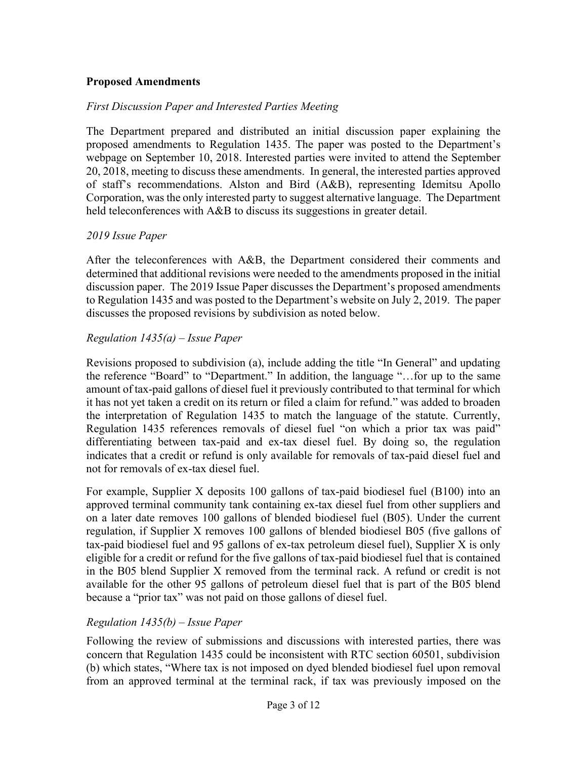**Proposed Amendments**

*First Discussion Paper and Interested Parties Meeting*

The Department prepared and distributed an initial discussion paper explaining the proposed amendments to Regulation 1435. The paper was posted to the Department's webpage on September 10, 2018. Interested parties were invited to attend the September 20, 2018, meeting to discuss these amendments. In general, the interested parties approved of staff's recommendations. Alston and Bird (A&B), representing Idemitsu Apollo Corporation, was the only interested party to suggest alternative language. The Department held teleconferences with A&B to discuss its suggestions in greater detail.

*2019 Issue Paper*

After the teleconferences with A&B, the Department considered their comments and determined that additional revisions were needed to the amendments proposed in the initial discussion paper. The 2019 Issue Paper discusses the Department's proposed amendments to Regulation 1435 and was posted to the Department's website on July 2, 2019. The paper discusses the proposed revisions by subdivision as noted below.

*Regulation 1435(a) – Issue Paper*

Revisions proposed to subdivision (a), include adding the title "In General" and updating the reference "Board" to "Department." In addition, the language "…for up to the same amount of tax-paid gallons of diesel fuel it previously contributed to that terminal for which it has not yet taken a credit on its return or filed a claim for refund." was added to broaden the interpretation of Regulation 1435 to match the language of the statute. Currently, Regulation 1435 references removals of diesel fuel "on which a prior tax was paid" differentiating between tax-paid and ex-tax diesel fuel. By doing so, the regulation indicates that a credit or refund is only available for removals of tax-paid diesel fuel and not for removals of ex-tax diesel fuel.

For example, Supplier X deposits 100 gallons of tax-paid biodiesel fuel (B100) into an approved terminal community tank containing ex-tax diesel fuel from other suppliers and on a later date removes 100 gallons of blended biodiesel fuel (B05). Under the current regulation, if Supplier X removes 100 gallons of blended biodiesel B05 (five gallons of tax-paid biodiesel fuel and 95 gallons of ex-tax petroleum diesel fuel), Supplier X is only eligible for a credit or refund for the five gallons of tax-paid biodiesel fuel that is contained in the B05 blend Supplier X removed from the terminal rack. A refund or credit is not available for the other 95 gallons of petroleum diesel fuel that is part of the B05 blend because a "prior tax" was not paid on those gallons of diesel fuel.

*Regulation 1435(b) – Issue Paper*

Following the review of submissions and discussions with interested parties, there was concern that Regulation 1435 could be inconsistent with RTC section 60501, subdivision (b) which states, "Where tax is not imposed on dyed blended biodiesel fuel upon removal from an approved terminal at the terminal rack, if tax was previously imposed on the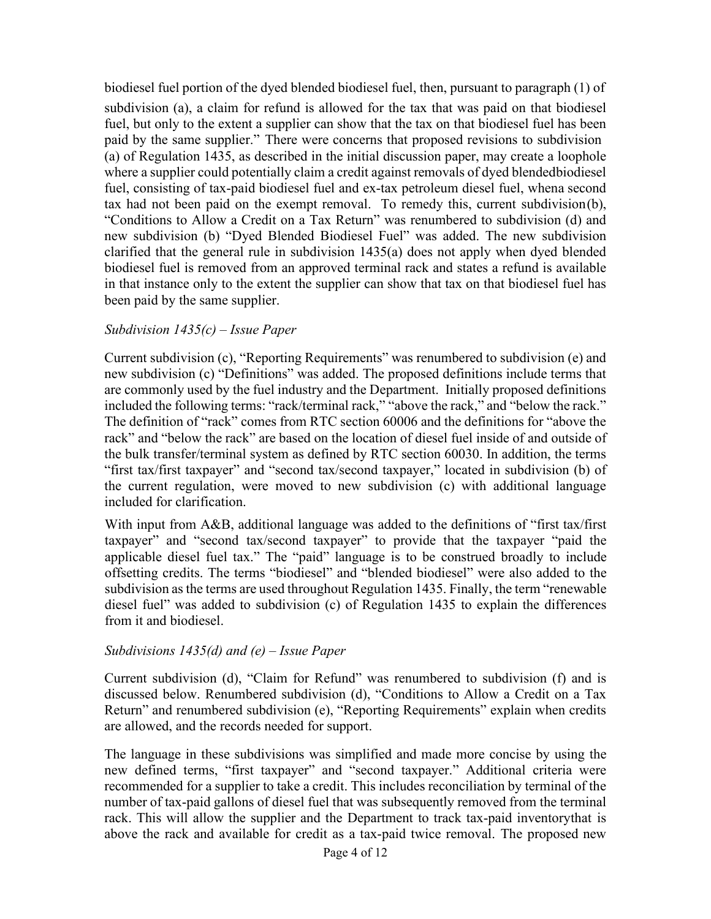biodiesel fuel portion of the dyed blended biodiesel fuel, then, pursuant to paragraph (1) of subdivision (a), a claim for refund is allowed for the tax that was paid on that biodiesel fuel, but only to the extent a supplier can show that the tax on that biodiesel fuel has been paid by the same supplier." There were concerns that proposed revisions to subdivision (a) of Regulation 1435, as described in the initial discussion paper, may create a loophole where a supplier could potentially claim a credit against removals of dyed blendedbiodiesel fuel, consisting of tax-paid biodiesel fuel and ex-tax petroleum diesel fuel, whena second tax had not been paid on the exempt removal. To remedy this, current subdivision(b), "Conditions to Allow a Credit on a Tax Return" was renumbered to subdivision (d) and new subdivision (b) "Dyed Blended Biodiesel Fuel" was added. The new subdivision clarified that the general rule in subdivision 1435(a) does not apply when dyed blended biodiesel fuel is removed from an approved terminal rack and states a refund is available in that instance only to the extent the supplier can show that tax on that biodiesel fuel has been paid by the same supplier.

*Subdivision 1435(c) – Issue Paper*

Current subdivision (c), "Reporting Requirements" was renumbered to subdivision (e) and new subdivision (c) "Definitions" was added. The proposed definitions include terms that are commonly used by the fuel industry and the Department. Initially proposed definitions included the following terms: "rack/terminal rack," "above the rack," and "below the rack." The definition of "rack" comes from RTC section 60006 and the definitions for "above the rack" and "below the rack" are based on the location of diesel fuel inside of and outside of the bulk transfer/terminal system as defined by RTC section 60030. In addition, the terms "first tax/first taxpayer" and "second tax/second taxpayer," located in subdivision (b) of the current regulation, were moved to new subdivision (c) with additional language included for clarification.

With input from A&B, additional language was added to the definitions of "first tax/first taxpayer" and "second tax/second taxpayer" to provide that the taxpayer "paid the applicable diesel fuel tax." The "paid" language is to be construed broadly to include offsetting credits. The terms "biodiesel" and "blended biodiesel" were also added to the subdivision as the terms are used throughout Regulation 1435. Finally, the term "renewable diesel fuel" was added to subdivision (c) of Regulation 1435 to explain the differences from it and biodiesel.

*Subdivisions 1435(d) and (e) – Issue Paper*

Current subdivision (d), "Claim for Refund" was renumbered to subdivision (f) and is discussed below. Renumbered subdivision (d), "Conditions to Allow a Credit on a Tax Return" and renumbered subdivision (e), "Reporting Requirements" explain when credits are allowed, and the records needed for support.

The language in these subdivisions was simplified and made more concise by using the new defined terms, "first taxpayer" and "second taxpayer." Additional criteria were recommended for a supplier to take a credit. This includes reconciliation by terminal of the number of tax-paid gallons of diesel fuel that was subsequently removed from the terminal rack. This will allow the supplier and the Department to track tax-paid inventorythat is above the rack and available for credit as a tax-paid twice removal. The proposed new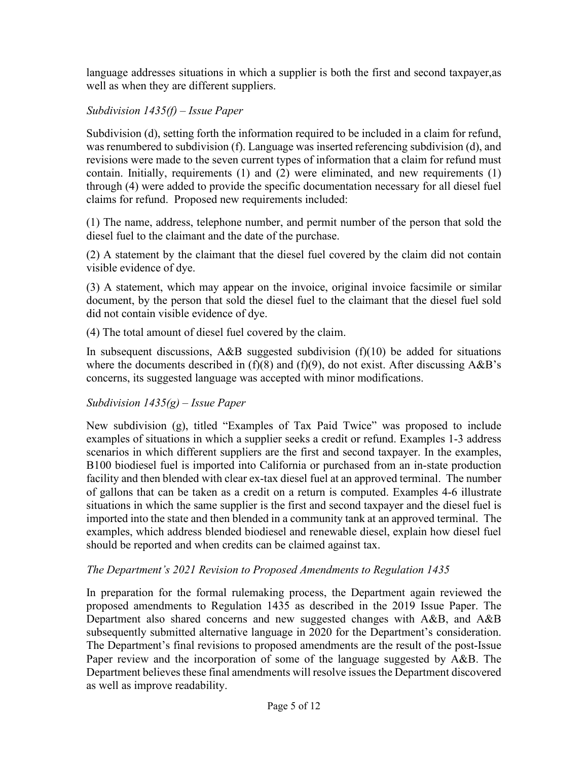language addresses situations in which a supplier is both the first and second taxpayer,as well as when they are different suppliers.

*Subdivision 1435(f) – Issue Paper*

Subdivision (d), setting forth the information required to be included in a claim for refund, was renumbered to subdivision (f). Language was inserted referencing subdivision (d), and revisions were made to the seven current types of information that a claim for refund must contain. Initially, requirements (1) and (2) were eliminated, and new requirements (1) through (4) were added to provide the specific documentation necessary for all diesel fuel claims for refund. Proposed new requirements included:

(1) The name, address, telephone number, and permit number of the person that sold the diesel fuel to the claimant and the date of the purchase.

(2) A statement by the claimant that the diesel fuel covered by the claim did not contain visible evidence of dye.

(3) A statement, which may appear on the invoice, original invoice facsimile or similar document, by the person that sold the diesel fuel to the claimant that the diesel fuel sold did not contain visible evidence of dye.

(4) The total amount of diesel fuel covered by the claim.

In subsequent discussions, A&B suggested subdivision (f)(10) be added for situations where the documents described in (f)(8) and (f)(9), do not exist. After discussing A&B's concerns, its suggested language was accepted with minor modifications.

*Subdivision 1435(g) – Issue Paper*

New subdivision (g), titled "Examples of Tax Paid Twice" was proposed to include examples of situations in which a supplier seeks a credit or refund. Examples 1-3 address scenarios in which different suppliers are the first and second taxpayer. In the examples, B100 biodiesel fuel is imported into California or purchased from an in-state production facility and then blended with clear ex-tax diesel fuel at an approved terminal. The number of gallons that can be taken as a credit on a return is computed. Examples 4-6 illustrate situations in which the same supplier is the first and second taxpayer and the diesel fuel is imported into the state and then blended in a community tank at an approved terminal. The examples, which address blended biodiesel and renewable diesel, explain how diesel fuel should be reported and when credits can be claimed against tax.

*The Department's 2021 Revision to Proposed Amendments to Regulation 1435*

In preparation for the formal rulemaking process, the Department again reviewed the proposed amendments to Regulation 1435 as described in the 2019 Issue Paper. The Department also shared concerns and new suggested changes with A&B, and A&B subsequently submitted alternative language in 2020 for the Department's consideration. The Department's final revisions to proposed amendments are the result of the post-Issue Paper review and the incorporation of some of the language suggested by A&B. The Department believes these final amendments will resolve issues the Department discovered as well as improve readability.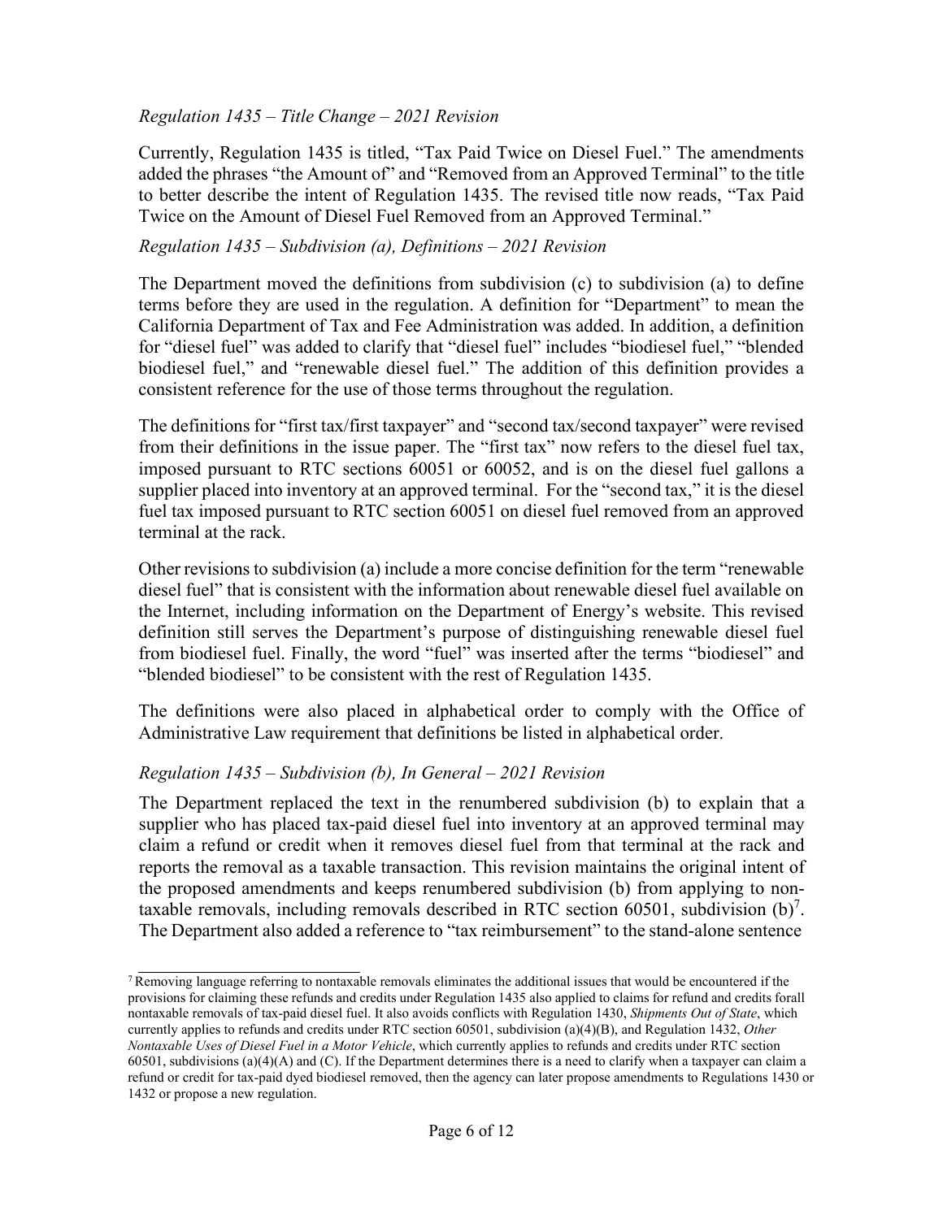*Regulation 1435 – Title Change – 2021 Revision*

Currently, Regulation 1435 is titled, "Tax Paid Twice on Diesel Fuel." The amendments added the phrases "the Amount of" and "Removed from an Approved Terminal" to the title to better describe the intent of Regulation 1435. The revised title now reads, "Tax Paid Twice on the Amount of Diesel Fuel Removed from an Approved Terminal."

*Regulation 1435 – Subdivision (a), Definitions – 2021 Revision*

The Department moved the definitions from subdivision (c) to subdivision (a) to define terms before they are used in the regulation. A definition for "Department" to mean the California Department of Tax and Fee Administration was added. In addition, a definition for "diesel fuel" was added to clarify that "diesel fuel" includes "biodiesel fuel," "blended biodiesel fuel," and "renewable diesel fuel." The addition of this definition provides a consistent reference for the use of those terms throughout the regulation.

The definitions for "first tax/first taxpayer" and "second tax/second taxpayer" were revised from their definitions in the issue paper. The "first tax" now refers to the diesel fuel tax, imposed pursuant to RTC sections 60051 or 60052, and is on the diesel fuel gallons a supplier placed into inventory at an approved terminal. For the "second tax," it is the diesel fuel tax imposed pursuant to RTC section 60051 on diesel fuel removed from an approved terminal at the rack.

Other revisions to subdivision (a) include a more concise definition for the term "renewable diesel fuel" that is consistent with the information about renewable diesel fuel available on the Internet, including information on the Department of Energy's website. This revised definition still serves the Department's purpose of distinguishing renewable diesel fuel from biodiesel fuel. Finally, the word "fuel" was inserted after the terms "biodiesel" and "blended biodiesel" to be consistent with the rest of Regulation 1435.

The definitions were also placed in alphabetical order to comply with the Office of Administrative Law requirement that definitions be listed in alphabetical order.

*Regulation 1435 – Subdivision (b), In General – 2021 Revision*

The Department replaced the text in the renumbered subdivision (b) to explain that a supplier who has placed tax-paid diesel fuel into inventory at an approved terminal may claim a refund or credit when it removes diesel fuel from that terminal at the rack and reports the removal as a taxable transaction. This revision maintains the original intent of the proposed amendments and keeps renumbered subdivision (b) from applying to non-taxable removals, including removals described in RTC section 60501, subdivision (b)[7]. The Department also added a reference to "tax reimbursement" to the stand-alone sentence

[7] Removing language referring to nontaxable removals eliminates the additional issues that would be encountered if the provisions for claiming these refunds and credits under Regulation 1435 also applied to claims for refund and credits forall nontaxable removals of tax-paid diesel fuel. It also avoids conflicts with Regulation 1430, *Shipments Out of State*, which currently applies to refunds and credits under RTC section 60501, subdivision (a)(4)(B), and Regulation 1432, *Other Nontaxable Uses of Diesel Fuel in a Motor Vehicle*, which currently applies to refunds and credits under RTC section 60501, subdivisions (a)(4)(A) and (C). If the Department determines there is a need to clarify when a taxpayer can claim a refund or credit for tax-paid dyed biodiesel removed, then the agency can later propose amendments to Regulations 1430 or 1432 or propose a new regulation.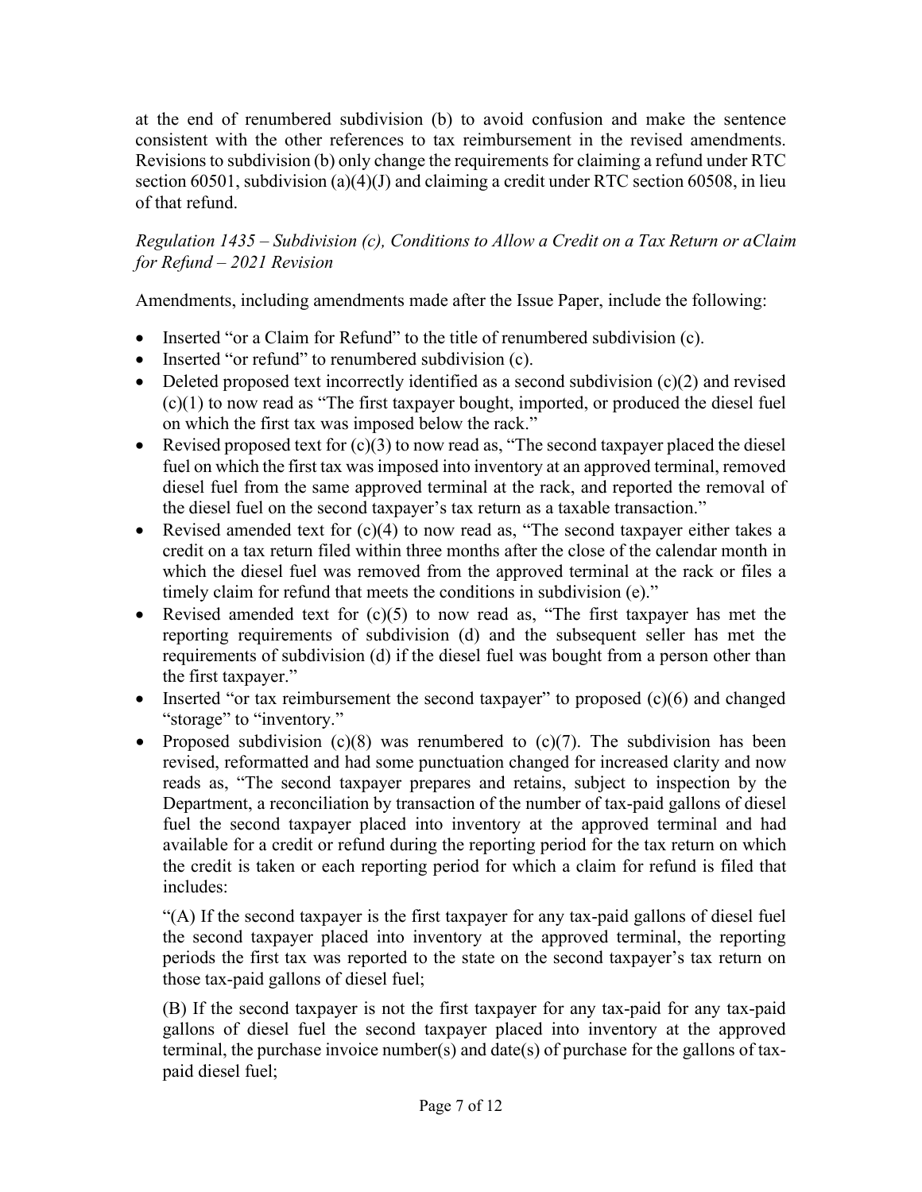at the end of renumbered subdivision (b) to avoid confusion and make the sentence consistent with the other references to tax reimbursement in the revised amendments. Revisions to subdivision (b) only change the requirements for claiming a refund under RTC section 60501, subdivision (a)(4)(J) and claiming a credit under RTC section 60508, in lieu of that refund.

*Regulation 1435 – Subdivision (c), Conditions to Allow a Credit on a Tax Return or aClaim for Refund – 2021 Revision*

Amendments, including amendments made after the Issue Paper, include the following:

- Inserted "or a Claim for Refund" to the title of renumbered subdivision (c).
- Inserted "or refund" to renumbered subdivision (c).
- Deleted proposed text incorrectly identified as a second subdivision (c)(2) and revised (c)(1) to now read as "The first taxpayer bought, imported, or produced the diesel fuel on which the first tax was imposed below the rack."
- Revised proposed text for (c)(3) to now read as, "The second taxpayer placed the diesel fuel on which the first tax was imposed into inventory at an approved terminal, removed diesel fuel from the same approved terminal at the rack, and reported the removal of the diesel fuel on the second taxpayer's tax return as a taxable transaction."
- Revised amended text for (c)(4) to now read as, "The second taxpayer either takes a credit on a tax return filed within three months after the close of the calendar month in which the diesel fuel was removed from the approved terminal at the rack or files a timely claim for refund that meets the conditions in subdivision (e)."
- Revised amended text for (c)(5) to now read as, "The first taxpayer has met the reporting requirements of subdivision (d) and the subsequent seller has met the requirements of subdivision (d) if the diesel fuel was bought from a person other than the first taxpayer."
- Inserted "or tax reimbursement the second taxpayer" to proposed (c)(6) and changed "storage" to "inventory."
- Proposed subdivision (c)(8) was renumbered to (c)(7). The subdivision has been revised, reformatted and had some punctuation changed for increased clarity and now reads as, "The second taxpayer prepares and retains, subject to inspection by the Department, a reconciliation by transaction of the number of tax-paid gallons of diesel fuel the second taxpayer placed into inventory at the approved terminal and had available for a credit or refund during the reporting period for the tax return on which the credit is taken or each reporting period for which a claim for refund is filed that includes:

  "(A) If the second taxpayer is the first taxpayer for any tax-paid gallons of diesel fuel the second taxpayer placed into inventory at the approved terminal, the reporting periods the first tax was reported to the state on the second taxpayer's tax return on those tax-paid gallons of diesel fuel;

  (B) If the second taxpayer is not the first taxpayer for any tax-paid for any tax-paid gallons of diesel fuel the second taxpayer placed into inventory at the approved terminal, the purchase invoice number(s) and date(s) of purchase for the gallons of tax-paid diesel fuel;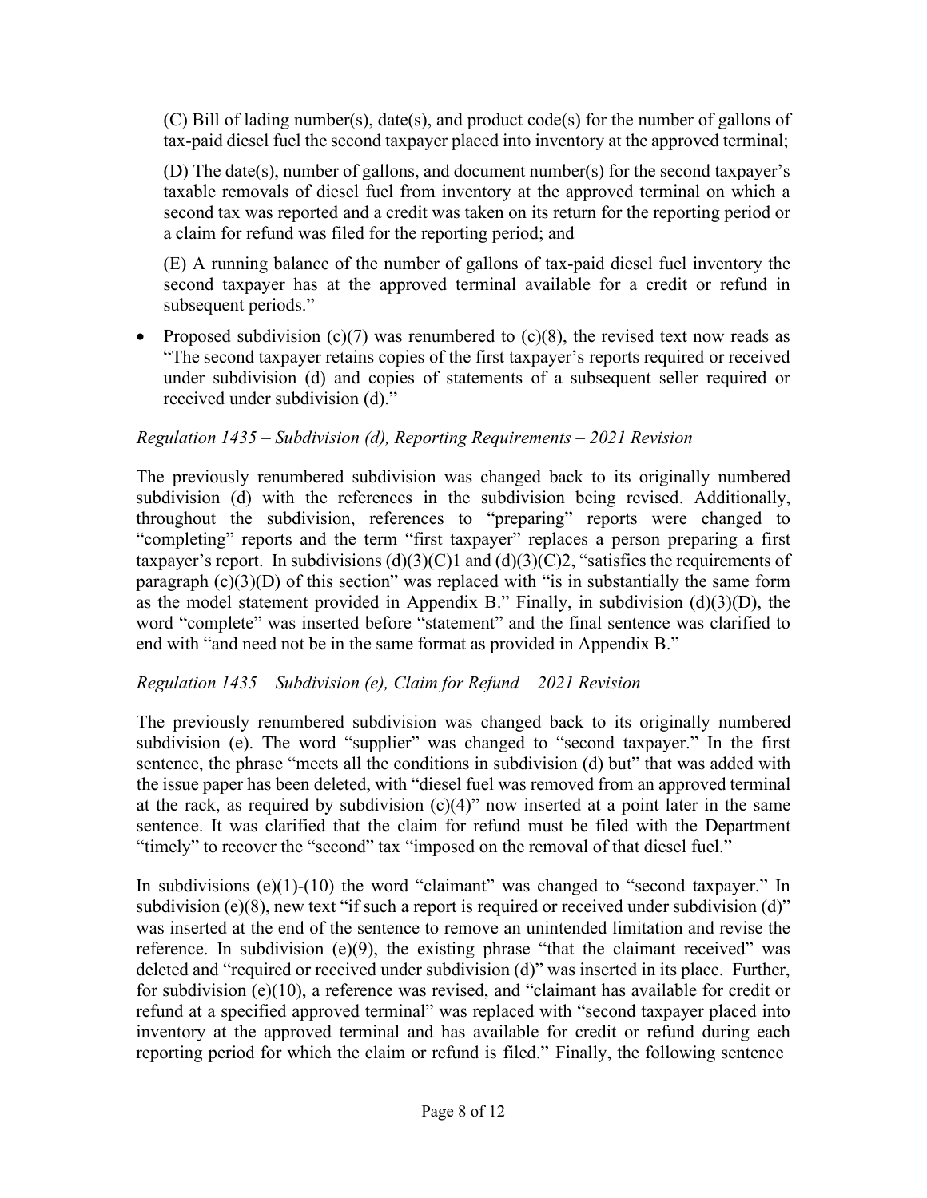(C) Bill of lading number(s), date(s), and product code(s) for the number of gallons of tax-paid diesel fuel the second taxpayer placed into inventory at the approved terminal;

(D) The date(s), number of gallons, and document number(s) for the second taxpayer's taxable removals of diesel fuel from inventory at the approved terminal on which a second tax was reported and a credit was taken on its return for the reporting period or a claim for refund was filed for the reporting period; and

(E) A running balance of the number of gallons of tax-paid diesel fuel inventory the second taxpayer has at the approved terminal available for a credit or refund in subsequent periods."

- Proposed subdivision (c)(7) was renumbered to (c)(8), the revised text now reads as "The second taxpayer retains copies of the first taxpayer's reports required or received under subdivision (d) and copies of statements of a subsequent seller required or received under subdivision (d)."

*Regulation 1435 – Subdivision (d), Reporting Requirements – 2021 Revision*

The previously renumbered subdivision was changed back to its originally numbered subdivision (d) with the references in the subdivision being revised. Additionally, throughout the subdivision, references to "preparing" reports were changed to "completing" reports and the term "first taxpayer" replaces a person preparing a first taxpayer's report. In subdivisions (d)(3)(C)1 and (d)(3)(C)2, "satisfies the requirements of paragraph (c)(3)(D) of this section" was replaced with "is in substantially the same form as the model statement provided in Appendix B." Finally, in subdivision (d)(3)(D), the word "complete" was inserted before "statement" and the final sentence was clarified to end with "and need not be in the same format as provided in Appendix B."

*Regulation 1435 – Subdivision (e), Claim for Refund – 2021 Revision*

The previously renumbered subdivision was changed back to its originally numbered subdivision (e). The word "supplier" was changed to "second taxpayer." In the first sentence, the phrase "meets all the conditions in subdivision (d) but" that was added with the issue paper has been deleted, with "diesel fuel was removed from an approved terminal at the rack, as required by subdivision (c)(4)" now inserted at a point later in the same sentence. It was clarified that the claim for refund must be filed with the Department "timely" to recover the "second" tax "imposed on the removal of that diesel fuel."

In subdivisions (e)(1)-(10) the word "claimant" was changed to "second taxpayer." In subdivision (e)(8), new text "if such a report is required or received under subdivision (d)" was inserted at the end of the sentence to remove an unintended limitation and revise the reference. In subdivision (e)(9), the existing phrase "that the claimant received" was deleted and "required or received under subdivision (d)" was inserted in its place. Further, for subdivision (e)(10), a reference was revised, and "claimant has available for credit or refund at a specified approved terminal" was replaced with "second taxpayer placed into inventory at the approved terminal and has available for credit or refund during each reporting period for which the claim or refund is filed." Finally, the following sentence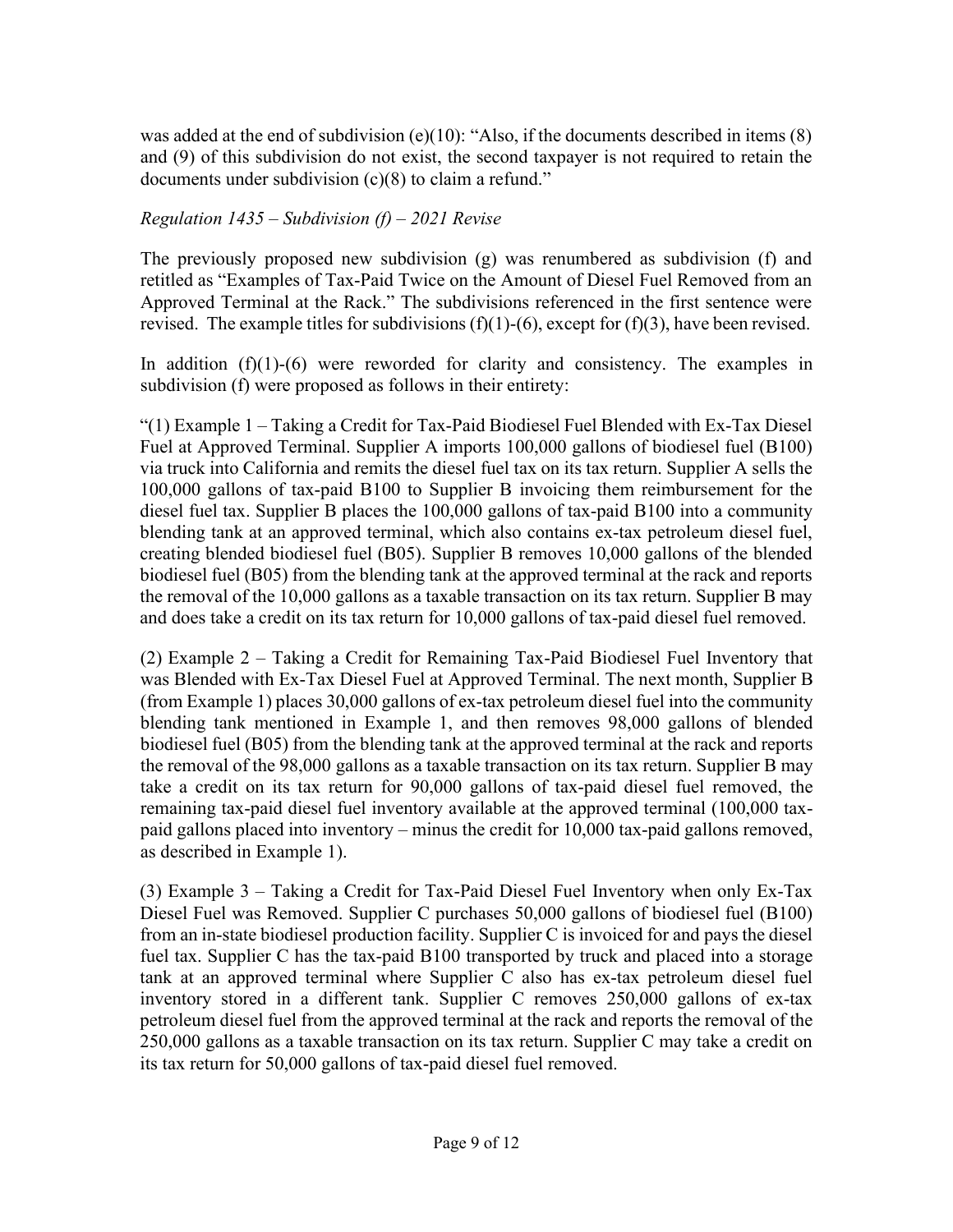was added at the end of subdivision (e)(10): "Also, if the documents described in items (8) and (9) of this subdivision do not exist, the second taxpayer is not required to retain the documents under subdivision (c)(8) to claim a refund."

*Regulation 1435 – Subdivision (f) – 2021 Revise*

The previously proposed new subdivision (g) was renumbered as subdivision (f) and retitled as "Examples of Tax-Paid Twice on the Amount of Diesel Fuel Removed from an Approved Terminal at the Rack." The subdivisions referenced in the first sentence were revised. The example titles for subdivisions (f)(1)-(6), except for (f)(3), have been revised.

In addition (f)(1)-(6) were reworded for clarity and consistency. The examples in subdivision (f) were proposed as follows in their entirety:

"(1) Example 1 – Taking a Credit for Tax-Paid Biodiesel Fuel Blended with Ex-Tax Diesel Fuel at Approved Terminal. Supplier A imports 100,000 gallons of biodiesel fuel (B100) via truck into California and remits the diesel fuel tax on its tax return. Supplier A sells the 100,000 gallons of tax-paid B100 to Supplier B invoicing them reimbursement for the diesel fuel tax. Supplier B places the 100,000 gallons of tax-paid B100 into a community blending tank at an approved terminal, which also contains ex-tax petroleum diesel fuel, creating blended biodiesel fuel (B05). Supplier B removes 10,000 gallons of the blended biodiesel fuel (B05) from the blending tank at the approved terminal at the rack and reports the removal of the 10,000 gallons as a taxable transaction on its tax return. Supplier B may and does take a credit on its tax return for 10,000 gallons of tax-paid diesel fuel removed.

(2) Example 2 – Taking a Credit for Remaining Tax-Paid Biodiesel Fuel Inventory that was Blended with Ex-Tax Diesel Fuel at Approved Terminal. The next month, Supplier B (from Example 1) places 30,000 gallons of ex-tax petroleum diesel fuel into the community blending tank mentioned in Example 1, and then removes 98,000 gallons of blended biodiesel fuel (B05) from the blending tank at the approved terminal at the rack and reports the removal of the 98,000 gallons as a taxable transaction on its tax return. Supplier B may take a credit on its tax return for 90,000 gallons of tax-paid diesel fuel removed, the remaining tax-paid diesel fuel inventory available at the approved terminal (100,000 tax-paid gallons placed into inventory – minus the credit for 10,000 tax-paid gallons removed, as described in Example 1).

(3) Example 3 – Taking a Credit for Tax-Paid Diesel Fuel Inventory when only Ex-Tax Diesel Fuel was Removed. Supplier C purchases 50,000 gallons of biodiesel fuel (B100) from an in-state biodiesel production facility. Supplier C is invoiced for and pays the diesel fuel tax. Supplier C has the tax-paid B100 transported by truck and placed into a storage tank at an approved terminal where Supplier C also has ex-tax petroleum diesel fuel inventory stored in a different tank. Supplier C removes 250,000 gallons of ex-tax petroleum diesel fuel from the approved terminal at the rack and reports the removal of the 250,000 gallons as a taxable transaction on its tax return. Supplier C may take a credit on its tax return for 50,000 gallons of tax-paid diesel fuel removed.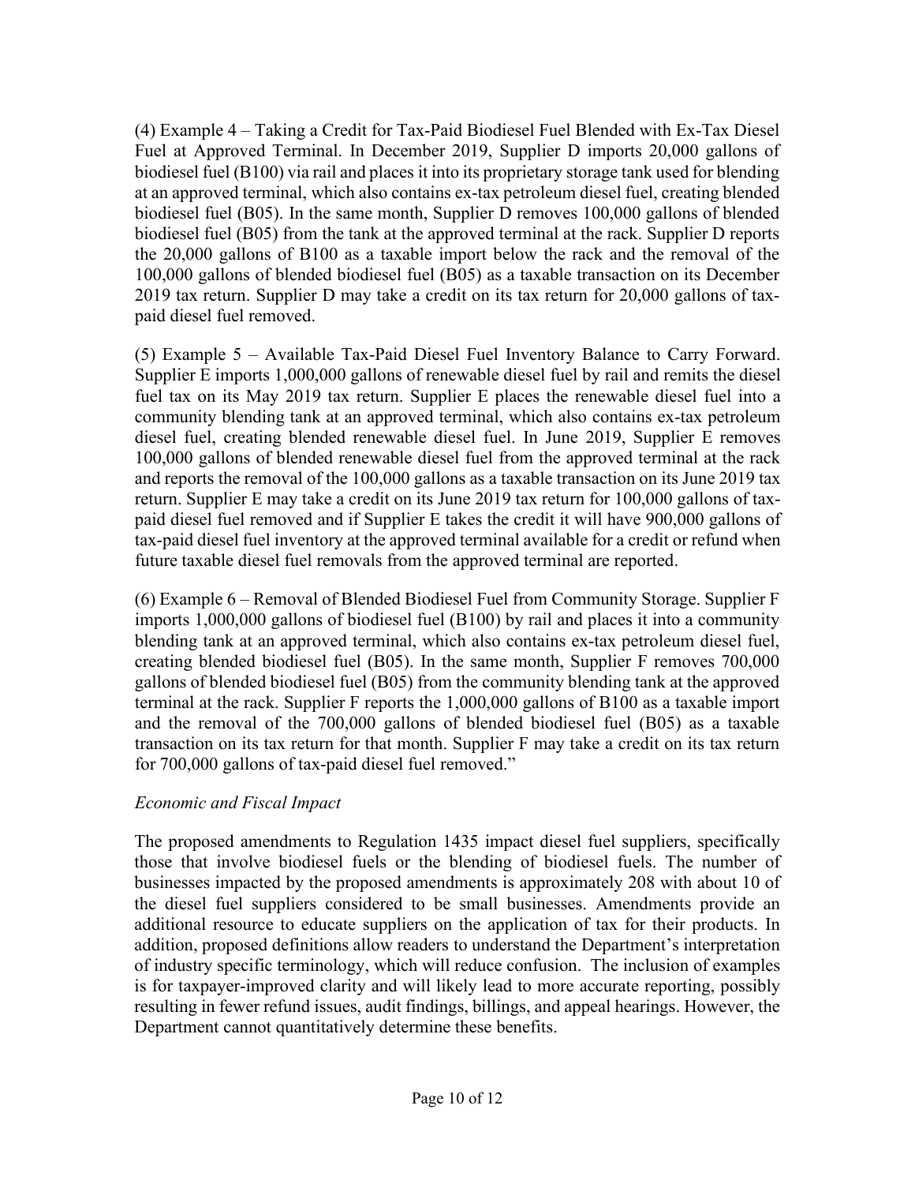(4) Example 4 – Taking a Credit for Tax-Paid Biodiesel Fuel Blended with Ex-Tax Diesel Fuel at Approved Terminal. In December 2019, Supplier D imports 20,000 gallons of biodiesel fuel (B100) via rail and places it into its proprietary storage tank used for blending at an approved terminal, which also contains ex-tax petroleum diesel fuel, creating blended biodiesel fuel (B05). In the same month, Supplier D removes 100,000 gallons of blended biodiesel fuel (B05) from the tank at the approved terminal at the rack. Supplier D reports the 20,000 gallons of B100 as a taxable import below the rack and the removal of the 100,000 gallons of blended biodiesel fuel (B05) as a taxable transaction on its December 2019 tax return. Supplier D may take a credit on its tax return for 20,000 gallons of tax-paid diesel fuel removed.

(5) Example 5 – Available Tax-Paid Diesel Fuel Inventory Balance to Carry Forward. Supplier E imports 1,000,000 gallons of renewable diesel fuel by rail and remits the diesel fuel tax on its May 2019 tax return. Supplier E places the renewable diesel fuel into a community blending tank at an approved terminal, which also contains ex-tax petroleum diesel fuel, creating blended renewable diesel fuel. In June 2019, Supplier E removes 100,000 gallons of blended renewable diesel fuel from the approved terminal at the rack and reports the removal of the 100,000 gallons as a taxable transaction on its June 2019 tax return. Supplier E may take a credit on its June 2019 tax return for 100,000 gallons of tax-paid diesel fuel removed and if Supplier E takes the credit it will have 900,000 gallons of tax-paid diesel fuel inventory at the approved terminal available for a credit or refund when future taxable diesel fuel removals from the approved terminal are reported.

(6) Example 6 – Removal of Blended Biodiesel Fuel from Community Storage. Supplier F imports 1,000,000 gallons of biodiesel fuel (B100) by rail and places it into a community blending tank at an approved terminal, which also contains ex-tax petroleum diesel fuel, creating blended biodiesel fuel (B05). In the same month, Supplier F removes 700,000 gallons of blended biodiesel fuel (B05) from the community blending tank at the approved terminal at the rack. Supplier F reports the 1,000,000 gallons of B100 as a taxable import and the removal of the 700,000 gallons of blended biodiesel fuel (B05) as a taxable transaction on its tax return for that month. Supplier F may take a credit on its tax return for 700,000 gallons of tax-paid diesel fuel removed."

*Economic and Fiscal Impact*

The proposed amendments to Regulation 1435 impact diesel fuel suppliers, specifically those that involve biodiesel fuels or the blending of biodiesel fuels. The number of businesses impacted by the proposed amendments is approximately 208 with about 10 of the diesel fuel suppliers considered to be small businesses. Amendments provide an additional resource to educate suppliers on the application of tax for their products. In addition, proposed definitions allow readers to understand the Department's interpretation of industry specific terminology, which will reduce confusion. The inclusion of examples is for taxpayer-improved clarity and will likely lead to more accurate reporting, possibly resulting in fewer refund issues, audit findings, billings, and appeal hearings. However, the Department cannot quantitatively determine these benefits.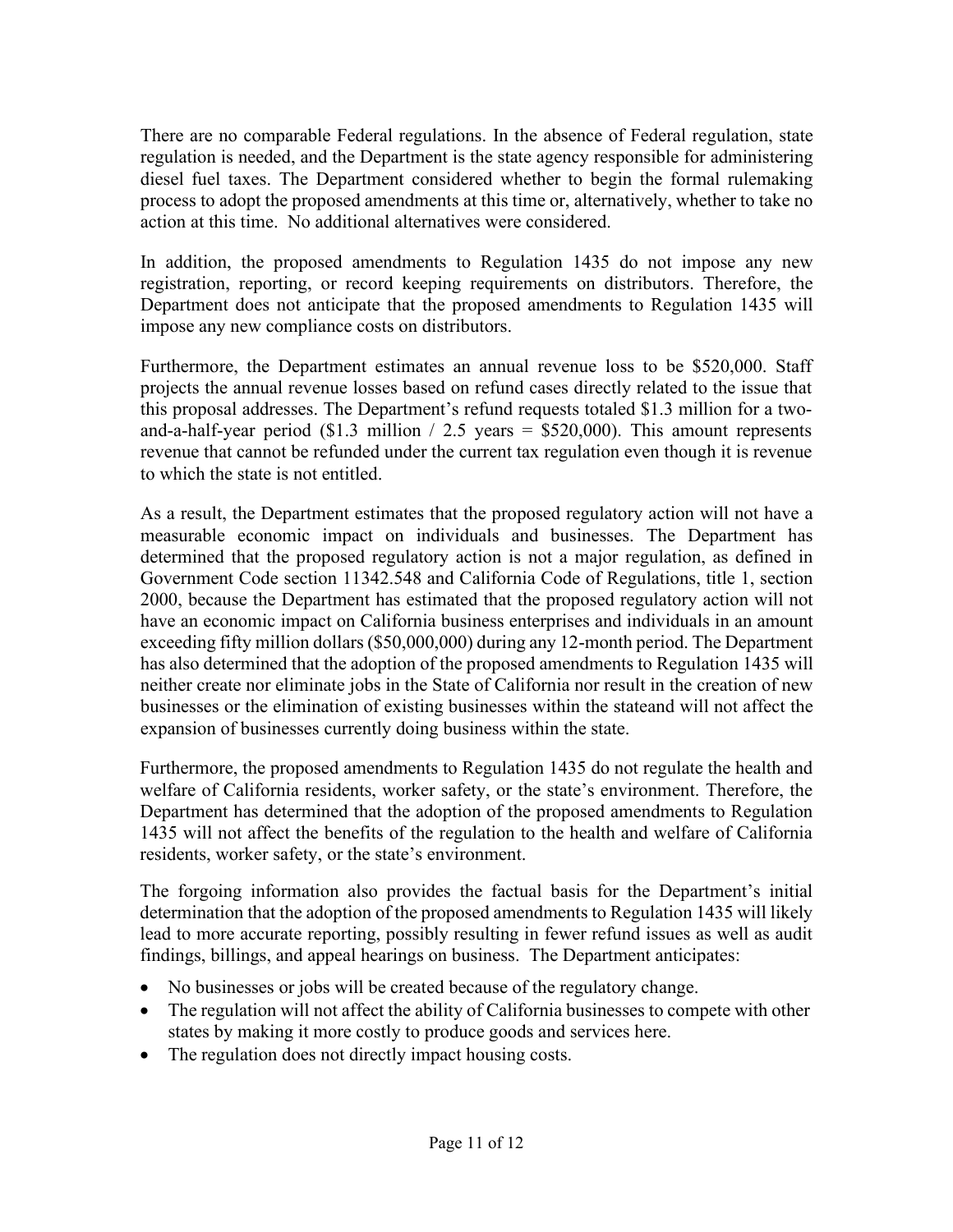There are no comparable Federal regulations. In the absence of Federal regulation, state regulation is needed, and the Department is the state agency responsible for administering diesel fuel taxes. The Department considered whether to begin the formal rulemaking process to adopt the proposed amendments at this time or, alternatively, whether to take no action at this time. No additional alternatives were considered.

In addition, the proposed amendments to Regulation 1435 do not impose any new registration, reporting, or record keeping requirements on distributors. Therefore, the Department does not anticipate that the proposed amendments to Regulation 1435 will impose any new compliance costs on distributors.

Furthermore, the Department estimates an annual revenue loss to be $520,000. Staff projects the annual revenue losses based on refund cases directly related to the issue that this proposal addresses. The Department's refund requests totaled $1.3 million for a two-and-a-half-year period ($1.3 million / 2.5 years = $520,000). This amount represents revenue that cannot be refunded under the current tax regulation even though it is revenue to which the state is not entitled.

As a result, the Department estimates that the proposed regulatory action will not have a measurable economic impact on individuals and businesses. The Department has determined that the proposed regulatory action is not a major regulation, as defined in Government Code section 11342.548 and California Code of Regulations, title 1, section 2000, because the Department has estimated that the proposed regulatory action will not have an economic impact on California business enterprises and individuals in an amount exceeding fifty million dollars ($50,000,000) during any 12-month period. The Department has also determined that the adoption of the proposed amendments to Regulation 1435 will neither create nor eliminate jobs in the State of California nor result in the creation of new businesses or the elimination of existing businesses within the stateand will not affect the expansion of businesses currently doing business within the state.

Furthermore, the proposed amendments to Regulation 1435 do not regulate the health and welfare of California residents, worker safety, or the state's environment. Therefore, the Department has determined that the adoption of the proposed amendments to Regulation 1435 will not affect the benefits of the regulation to the health and welfare of California residents, worker safety, or the state's environment.

The forgoing information also provides the factual basis for the Department's initial determination that the adoption of the proposed amendments to Regulation 1435 will likely lead to more accurate reporting, possibly resulting in fewer refund issues as well as audit findings, billings, and appeal hearings on business. The Department anticipates:

- No businesses or jobs will be created because of the regulatory change.
- The regulation will not affect the ability of California businesses to compete with other states by making it more costly to produce goods and services here.
- The regulation does not directly impact housing costs.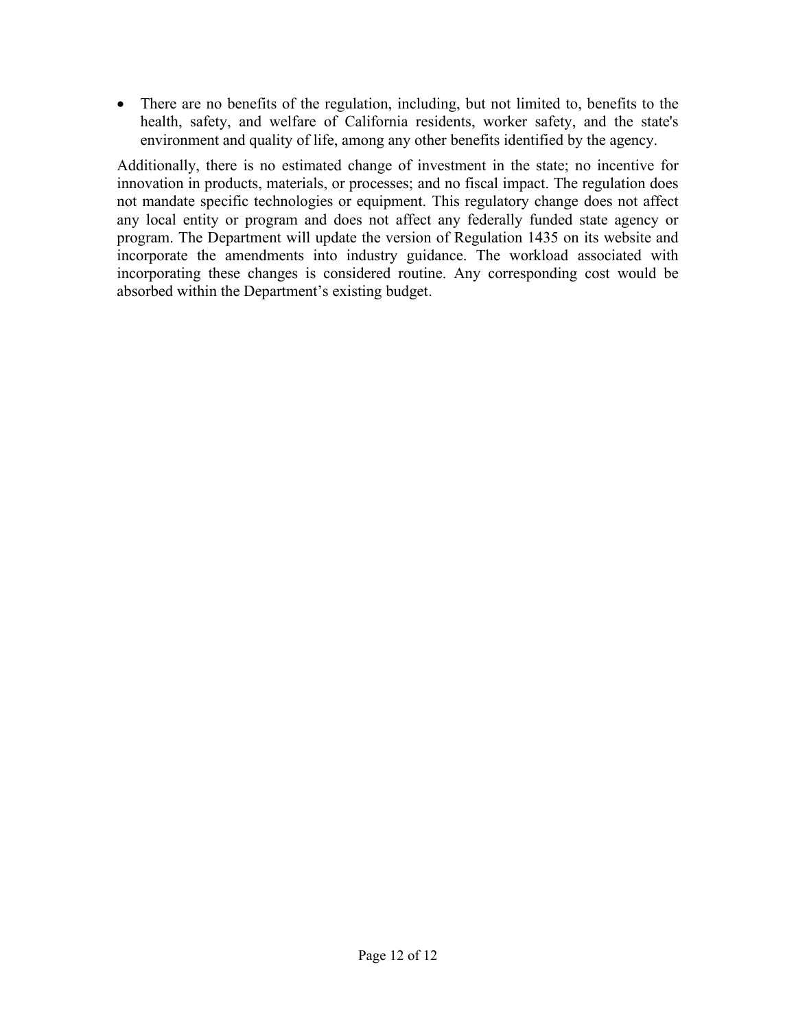- There are no benefits of the regulation, including, but not limited to, benefits to the health, safety, and welfare of California residents, worker safety, and the state's environment and quality of life, among any other benefits identified by the agency.

Additionally, there is no estimated change of investment in the state; no incentive for innovation in products, materials, or processes; and no fiscal impact. The regulation does not mandate specific technologies or equipment. This regulatory change does not affect any local entity or program and does not affect any federally funded state agency or program. The Department will update the version of Regulation 1435 on its website and incorporate the amendments into industry guidance. The workload associated with incorporating these changes is considered routine. Any corresponding cost would be absorbed within the Department's existing budget.